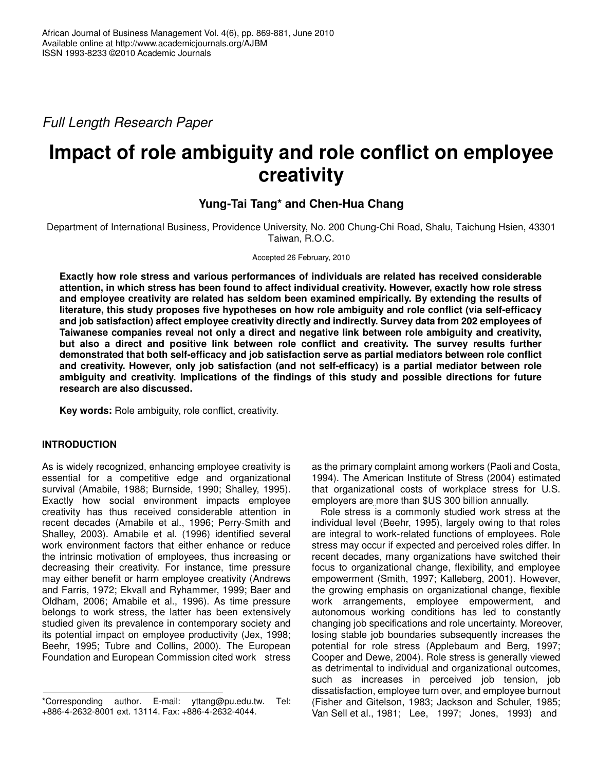*Full Length Research Paper*

# Impact of role ambiguity and role conflict on employee creativity

**Yung-Tai Tang* and Chen-Hua Chang**

Department of International Business, Providence University, No. 200 Chung-Chi Road, Shalu, Taichung Hsien, 43301 Taiwan, R.O.C.

Accepted 26 February, 2010

**Exactly how role stress and various performances of individuals are related has received considerable attention, in which stress has been found to affect individual creativity. However, exactly how role stress and employee creativity are related has seldom been examined empirically. By extending the results of literature, this study proposes five hypotheses on how role ambiguity and role conflict (via self-efficacy and job satisfaction) affect employee creativity directly and indirectly. Survey data from 202 employees of Taiwanese companies reveal not only a direct and negative link between role ambiguity and creativity, but also a direct and positive link between role conflict and creativity. The survey results further demonstrated that both self-efficacy and job satisfaction serve as partial mediators between role conflict and creativity. However, only job satisfaction (and not self-efficacy) is a partial mediator between role ambiguity and creativity. Implications of the findings of this study and possible directions for future research are also discussed.**

**Key words:** Role ambiguity, role conflict, creativity.

## INTRODUCTION

As is widely recognized, enhancing employee creativity is essential for a competitive edge and organizational survival (Amabile, 1988; Burnside, 1990; Shalley, 1995). Exactly how social environment impacts employee creativity has thus received considerable attention in recent decades (Amabile et al., 1996; Perry-Smith and Shalley, 2003). Amabile et al. (1996) identified several work environment factors that either enhance or reduce the intrinsic motivation of employees, thus increasing or decreasing their creativity. For instance, time pressure may either benefit or harm employee creativity (Andrews and Farris, 1972; Ekvall and Ryhammer, 1999; Baer and Oldham, 2006; Amabile et al., 1996). As time pressure belongs to work stress, the latter has been extensively studied given its prevalence in contemporary society and its potential impact on employee productivity (Jex, 1998; Beehr, 1995; Tubre and Collins, 2000). The European Foundation and European Commission cited work stress as the primary complaint among workers (Paoli and Costa, 1994). The American Institute of Stress (2004) estimated that organizational costs of workplace stress for U.S. employers are more than $US 300 billion annually.

Role stress is a commonly studied work stress at the individual level (Beehr, 1995), largely owing to that roles are integral to work-related functions of employees. Role stress may occur if expected and perceived roles differ. In recent decades, many organizations have switched their focus to organizational change, flexibility, and employee empowerment (Smith, 1997; Kalleberg, 2001). However, the growing emphasis on organizational change, flexible work arrangements, employee empowerment, and autonomous working conditions has led to constantly changing job specifications and role uncertainty. Moreover, losing stable job boundaries subsequently increases the potential for role stress (Applebaum and Berg, 1997; Cooper and Dewe, 2004). Role stress is generally viewed as detrimental to individual and organizational outcomes, such as increases in perceived job tension, job dissatisfaction, employee turn over, and employee burnout (Fisher and Gitelson, 1983; Jackson and Schuler, 1985; Van Sell et al., 1981; Lee, 1997; Jones, 1993) and

*Corresponding author. E-mail: yttang@pu.edu.tw. Tel: +886-4-2632-8001 ext. 13114. Fax: +886-4-2632-4044.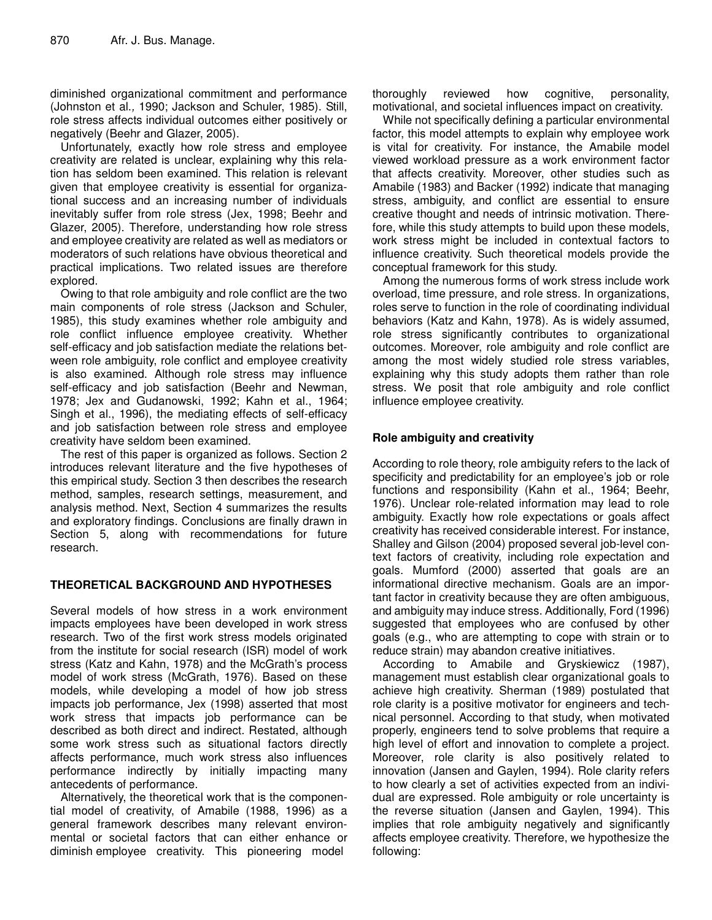diminished organizational commitment and performance (Johnston et al*.,* 1990; Jackson and Schuler, 1985). Still, role stress affects individual outcomes either positively or negatively (Beehr and Glazer, 2005).

Unfortunately, exactly how role stress and employee creativity are related is unclear, explaining why this relation has seldom been examined. This relation is relevant given that employee creativity is essential for organizational success and an increasing number of individuals inevitably suffer from role stress (Jex, 1998; Beehr and Glazer, 2005). Therefore, understanding how role stress and employee creativity are related as well as mediators or moderators of such relations have obvious theoretical and practical implications. Two related issues are therefore explored.

Owing to that role ambiguity and role conflict are the two main components of role stress (Jackson and Schuler, 1985), this study examines whether role ambiguity and role conflict influence employee creativity. Whether self-efficacy and job satisfaction mediate the relations between role ambiguity, role conflict and employee creativity is also examined. Although role stress may influence self-efficacy and job satisfaction (Beehr and Newman, 1978; Jex and Gudanowski, 1992; Kahn et al., 1964; Singh et al., 1996), the mediating effects of self-efficacy and job satisfaction between role stress and employee creativity have seldom been examined.

The rest of this paper is organized as follows. Section 2 introduces relevant literature and the five hypotheses of this empirical study. Section 3 then describes the research method, samples, research settings, measurement, and analysis method. Next, Section 4 summarizes the results and exploratory findings. Conclusions are finally drawn in Section 5, along with recommendations for future research.

## THEORETICAL BACKGROUND AND HYPOTHESES

Several models of how stress in a work environment impacts employees have been developed in work stress research. Two of the first work stress models originated from the institute for social research (ISR) model of work stress (Katz and Kahn, 1978) and the McGrath's process model of work stress (McGrath, 1976). Based on these models, while developing a model of how job stress impacts job performance, Jex (1998) asserted that most work stress that impacts job performance can be described as both direct and indirect. Restated, although some work stress such as situational factors directly affects performance, much work stress also influences performance indirectly by initially impacting many antecedents of performance.

Alternatively, the theoretical work that is the componential model of creativity, of Amabile (1988, 1996) as a general framework describes many relevant environmental or societal factors that can either enhance or diminish employee creativity. This pioneering model thoroughly reviewed how cognitive, personality, motivational, and societal influences impact on creativity.

While not specifically defining a particular environmental factor, this model attempts to explain why employee work is vital for creativity. For instance, the Amabile model viewed workload pressure as a work environment factor that affects creativity. Moreover, other studies such as Amabile (1983) and Backer (1992) indicate that managing stress, ambiguity, and conflict are essential to ensure creative thought and needs of intrinsic motivation. Therefore, while this study attempts to build upon these models, work stress might be included in contextual factors to influence creativity. Such theoretical models provide the conceptual framework for this study.

Among the numerous forms of work stress include work overload, time pressure, and role stress. In organizations, roles serve to function in the role of coordinating individual behaviors (Katz and Kahn, 1978). As is widely assumed, role stress significantly contributes to organizational outcomes. Moreover, role ambiguity and role conflict are among the most widely studied role stress variables, explaining why this study adopts them rather than role stress. We posit that role ambiguity and role conflict influence employee creativity.

### Role ambiguity and creativity

According to role theory, role ambiguity refers to the lack of specificity and predictability for an employee's job or role functions and responsibility (Kahn et al., 1964; Beehr, 1976). Unclear role-related information may lead to role ambiguity. Exactly how role expectations or goals affect creativity has received considerable interest. For instance, Shalley and Gilson (2004) proposed several job-level context factors of creativity, including role expectation and goals. Mumford (2000) asserted that goals are an informational directive mechanism. Goals are an important factor in creativity because they are often ambiguous, and ambiguity may induce stress. Additionally, Ford (1996) suggested that employees who are confused by other goals (e.g., who are attempting to cope with strain or to reduce strain) may abandon creative initiatives.

According to Amabile and Gryskiewicz (1987), management must establish clear organizational goals to achieve high creativity. Sherman (1989) postulated that role clarity is a positive motivator for engineers and technical personnel. According to that study, when motivated properly, engineers tend to solve problems that require a high level of effort and innovation to complete a project. Moreover, role clarity is also positively related to innovation (Jansen and Gaylen, 1994). Role clarity refers to how clearly a set of activities expected from an individual are expressed. Role ambiguity or role uncertainty is the reverse situation (Jansen and Gaylen, 1994). This implies that role ambiguity negatively and significantly affects employee creativity. Therefore, we hypothesize the following: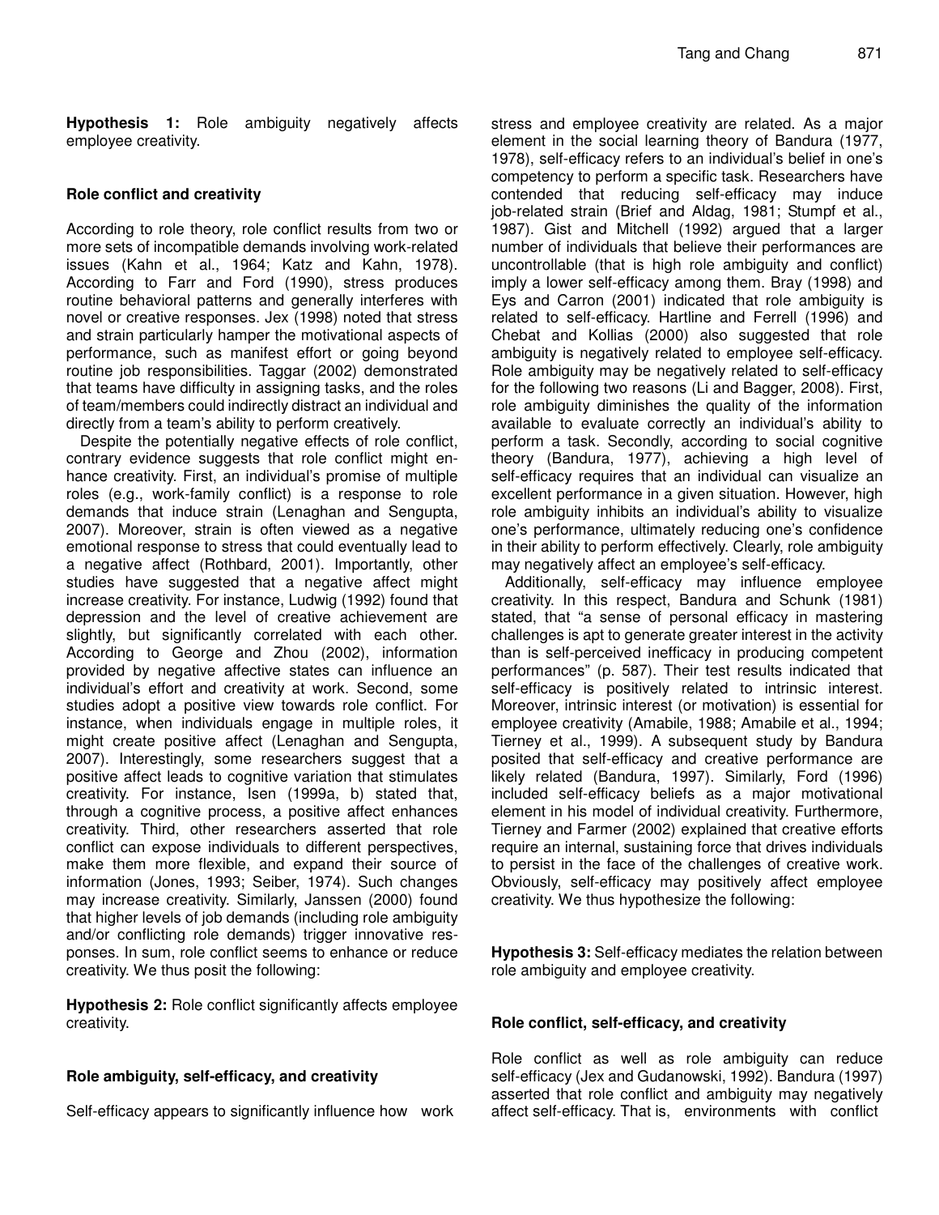**Hypothesis 1:** Role ambiguity negatively affects employee creativity.

### Role conflict and creativity

According to role theory, role conflict results from two or more sets of incompatible demands involving work-related issues (Kahn et al., 1964; Katz and Kahn, 1978). According to Farr and Ford (1990), stress produces routine behavioral patterns and generally interferes with novel or creative responses. Jex (1998) noted that stress and strain particularly hamper the motivational aspects of performance, such as manifest effort or going beyond routine job responsibilities. Taggar (2002) demonstrated that teams have difficulty in assigning tasks, and the roles of team/members could indirectly distract an individual and directly from a team's ability to perform creatively.

Despite the potentially negative effects of role conflict, contrary evidence suggests that role conflict might enhance creativity. First, an individual's promise of multiple roles (e.g., work-family conflict) is a response to role demands that induce strain (Lenaghan and Sengupta, 2007). Moreover, strain is often viewed as a negative emotional response to stress that could eventually lead to a negative affect (Rothbard, 2001). Importantly, other studies have suggested that a negative affect might increase creativity. For instance, Ludwig (1992) found that depression and the level of creative achievement are slightly, but significantly correlated with each other. According to George and Zhou (2002), information provided by negative affective states can influence an individual's effort and creativity at work. Second, some studies adopt a positive view towards role conflict. For instance, when individuals engage in multiple roles, it might create positive affect (Lenaghan and Sengupta, 2007). Interestingly, some researchers suggest that a positive affect leads to cognitive variation that stimulates creativity. For instance, Isen (1999a, b) stated that, through a cognitive process, a positive affect enhances creativity. Third, other researchers asserted that role conflict can expose individuals to different perspectives, make them more flexible, and expand their source of information (Jones, 1993; Seiber, 1974). Such changes may increase creativity. Similarly, Janssen (2000) found that higher levels of job demands (including role ambiguity and/or conflicting role demands) trigger innovative responses. In sum, role conflict seems to enhance or reduce creativity. We thus posit the following:

**Hypothesis 2:** Role conflict significantly affects employee creativity.

### Role ambiguity, self-efficacy, and creativity

Self-efficacy appears to significantly influence how work stress and employee creativity are related. As a major element in the social learning theory of Bandura (1977, 1978), self-efficacy refers to an individual's belief in one's competency to perform a specific task. Researchers have contended that reducing self-efficacy may induce job-related strain (Brief and Aldag, 1981; Stumpf et al., 1987). Gist and Mitchell (1992) argued that a larger number of individuals that believe their performances are uncontrollable (that is high role ambiguity and conflict) imply a lower self-efficacy among them. Bray (1998) and Eys and Carron (2001) indicated that role ambiguity is related to self-efficacy. Hartline and Ferrell (1996) and Chebat and Kollias (2000) also suggested that role ambiguity is negatively related to employee self-efficacy. Role ambiguity may be negatively related to self-efficacy for the following two reasons (Li and Bagger, 2008). First, role ambiguity diminishes the quality of the information available to evaluate correctly an individual's ability to perform a task. Secondly, according to social cognitive theory (Bandura, 1977), achieving a high level of self-efficacy requires that an individual can visualize an excellent performance in a given situation. However, high role ambiguity inhibits an individual's ability to visualize one's performance, ultimately reducing one's confidence in their ability to perform effectively. Clearly, role ambiguity may negatively affect an employee's self-efficacy.

Additionally, self-efficacy may influence employee creativity. In this respect, Bandura and Schunk (1981) stated, that "a sense of personal efficacy in mastering challenges is apt to generate greater interest in the activity than is self-perceived inefficacy in producing competent performances" (p. 587). Their test results indicated that self-efficacy is positively related to intrinsic interest. Moreover, intrinsic interest (or motivation) is essential for employee creativity (Amabile, 1988; Amabile et al., 1994; Tierney et al., 1999). A subsequent study by Bandura posited that self-efficacy and creative performance are likely related (Bandura, 1997). Similarly, Ford (1996) included self-efficacy beliefs as a major motivational element in his model of individual creativity. Furthermore, Tierney and Farmer (2002) explained that creative efforts require an internal, sustaining force that drives individuals to persist in the face of the challenges of creative work. Obviously, self-efficacy may positively affect employee creativity. We thus hypothesize the following:

**Hypothesis 3:** Self-efficacy mediates the relation between role ambiguity and employee creativity.

### Role conflict, self-efficacy, and creativity

Role conflict as well as role ambiguity can reduce self-efficacy (Jex and Gudanowski, 1992). Bandura (1997) asserted that role conflict and ambiguity may negatively affect self-efficacy. That is, environments with conflict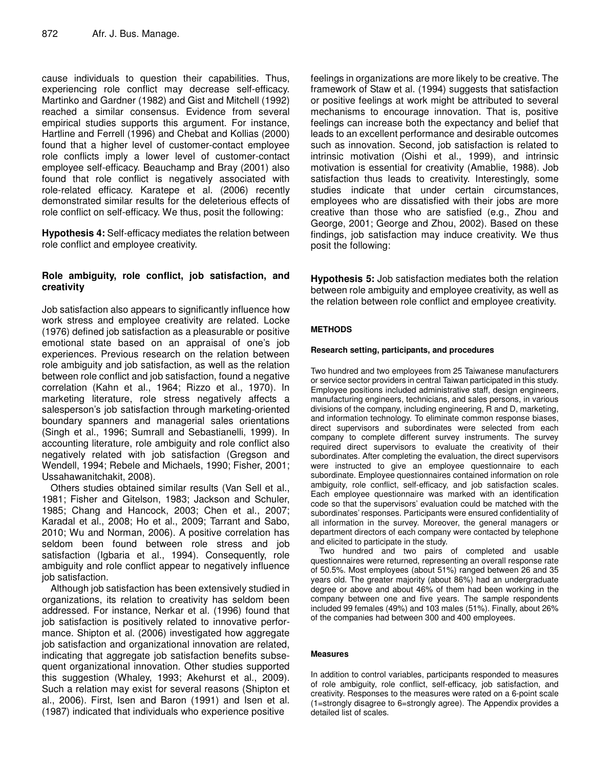cause individuals to question their capabilities. Thus, experiencing role conflict may decrease self-efficacy. Martinko and Gardner (1982) and Gist and Mitchell (1992) reached a similar consensus. Evidence from several empirical studies supports this argument. For instance, Hartline and Ferrell (1996) and Chebat and Kollias (2000) found that a higher level of customer-contact employee role conflicts imply a lower level of customer-contact employee self-efficacy. Beauchamp and Bray (2001) also found that role conflict is negatively associated with role-related efficacy. Karatepe et al. (2006) recently demonstrated similar results for the deleterious effects of role conflict on self-efficacy. We thus, posit the following:

**Hypothesis 4:** Self-efficacy mediates the relation between role conflict and employee creativity.

### Role ambiguity, role conflict, job satisfaction, and creativity

Job satisfaction also appears to significantly influence how work stress and employee creativity are related. Locke (1976) defined job satisfaction as a pleasurable or positive emotional state based on an appraisal of one's job experiences. Previous research on the relation between role ambiguity and job satisfaction, as well as the relation between role conflict and job satisfaction, found a negative correlation (Kahn et al., 1964; Rizzo et al., 1970). In marketing literature, role stress negatively affects a salesperson's job satisfaction through marketing-oriented boundary spanners and managerial sales orientations (Singh et al., 1996; Sumrall and Sebastianelli, 1999). In accounting literature, role ambiguity and role conflict also negatively related with job satisfaction (Gregson and Wendell, 1994; Rebele and Michaels, 1990; Fisher, 2001; Ussahawanitchakit, 2008).

Others studies obtained similar results (Van Sell et al., 1981; Fisher and Gitelson, 1983; Jackson and Schuler, 1985; Chang and Hancock, 2003; Chen et al., 2007; Karadal et al., 2008; Ho et al., 2009; Tarrant and Sabo, 2010; Wu and Norman, 2006). A positive correlation has seldom been found between role stress and job satisfaction (Igbaria et al., 1994). Consequently, role ambiguity and role conflict appear to negatively influence job satisfaction.

Although job satisfaction has been extensively studied in organizations, its relation to creativity has seldom been addressed. For instance, Nerkar et al. (1996) found that job satisfaction is positively related to innovative performance. Shipton et al. (2006) investigated how aggregate job satisfaction and organizational innovation are related, indicating that aggregate job satisfaction benefits subsequent organizational innovation. Other studies supported this suggestion (Whaley, 1993; Akehurst et al., 2009). Such a relation may exist for several reasons (Shipton et al., 2006). First, Isen and Baron (1991) and Isen et al. (1987) indicated that individuals who experience positive feelings in organizations are more likely to be creative. The framework of Staw et al. (1994) suggests that satisfaction or positive feelings at work might be attributed to several mechanisms to encourage innovation. That is, positive feelings can increase both the expectancy and belief that leads to an excellent performance and desirable outcomes such as innovation. Second, job satisfaction is related to intrinsic motivation (Oishi et al., 1999), and intrinsic motivation is essential for creativity (Amablie, 1988). Job satisfaction thus leads to creativity. Interestingly, some studies indicate that under certain circumstances, employees who are dissatisfied with their jobs are more creative than those who are satisfied (e.g., Zhou and George, 2001; George and Zhou, 2002). Based on these findings, job satisfaction may induce creativity. We thus posit the following:

**Hypothesis 5:** Job satisfaction mediates both the relation between role ambiguity and employee creativity, as well as the relation between role conflict and employee creativity.

## METHODS

### Research setting, participants, and procedures

Two hundred and two employees from 25 Taiwanese manufacturers or service sector providers in central Taiwan participated in this study. Employee positions included administrative staff, design engineers, manufacturing engineers, technicians, and sales persons, in various divisions of the company, including engineering, R and D, marketing, and information technology. To eliminate common response biases, direct supervisors and subordinates were selected from each company to complete different survey instruments. The survey required direct supervisors to evaluate the creativity of their subordinates. After completing the evaluation, the direct supervisors were instructed to give an employee questionnaire to each subordinate. Employee questionnaires contained information on role ambiguity, role conflict, self-efficacy, and job satisfaction scales. Each employee questionnaire was marked with an identification code so that the supervisors' evaluation could be matched with the subordinates' responses. Participants were ensured confidentiality of all information in the survey. Moreover, the general managers or department directors of each company were contacted by telephone and elicited to participate in the study.

Two hundred and two pairs of completed and usable questionnaires were returned, representing an overall response rate of 50.5%. Most employees (about 51%) ranged between 26 and 35 years old. The greater majority (about 86%) had an undergraduate degree or above and about 46% of them had been working in the company between one and five years. The sample respondents included 99 females (49%) and 103 males (51%). Finally, about 26% of the companies had between 300 and 400 employees.

### Measures

In addition to control variables, participants responded to measures of role ambiguity, role conflict, self-efficacy, job satisfaction, and creativity. Responses to the measures were rated on a 6-point scale (1=strongly disagree to 6=strongly agree). The Appendix provides a detailed list of scales.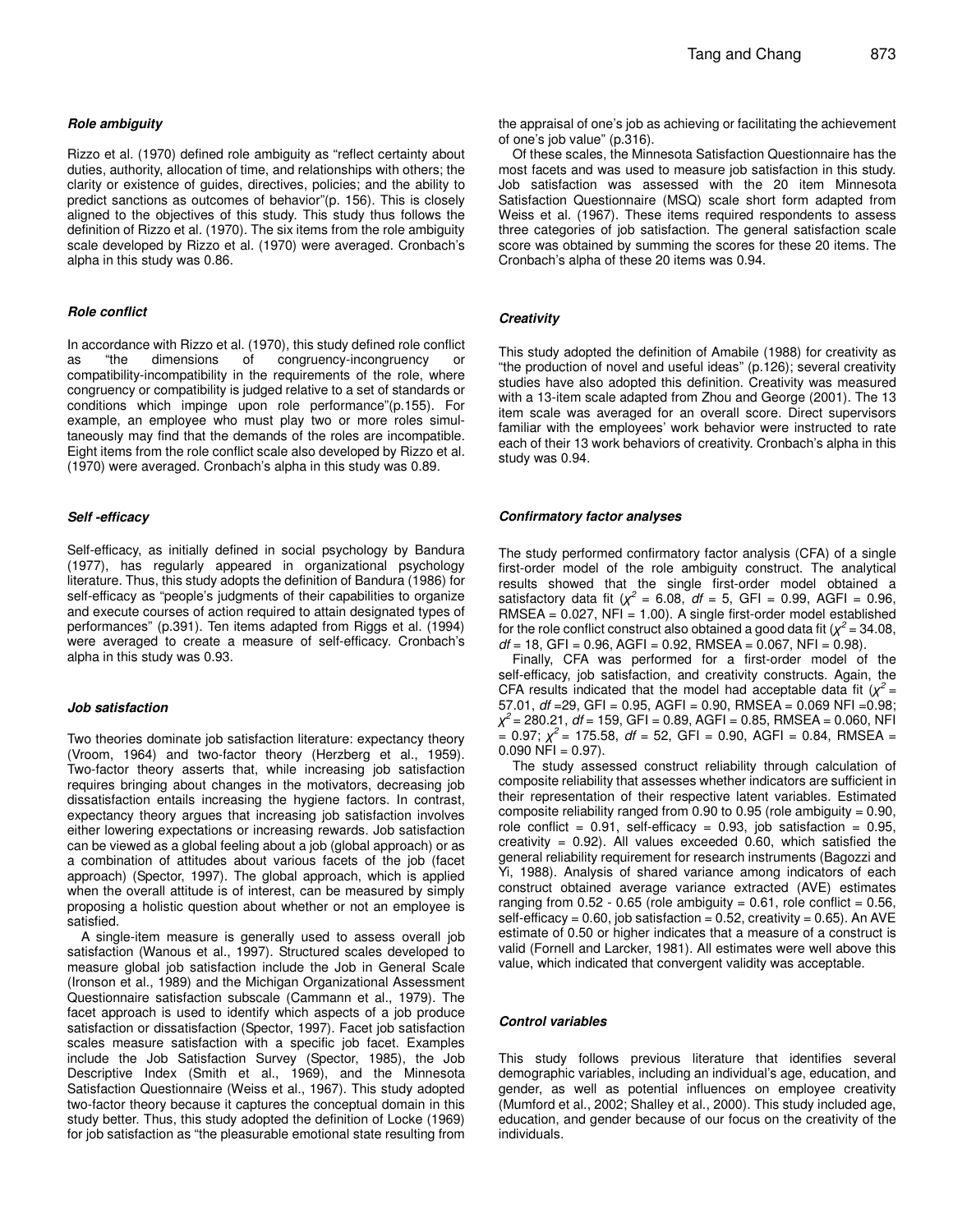### *Role ambiguity*

Rizzo et al. (1970) defined role ambiguity as "reflect certainty about duties, authority, allocation of time, and relationships with others; the clarity or existence of guides, directives, policies; and the ability to predict sanctions as outcomes of behavior"(p. 156). This is closely aligned to the objectives of this study. This study thus follows the definition of Rizzo et al. (1970). The six items from the role ambiguity scale developed by Rizzo et al. (1970) were averaged. Cronbach's alpha in this study was 0.86.

### *Role conflict*

In accordance with Rizzo et al. (1970), this study defined role conflict as "the dimensions of congruency-incongruency or compatibility-incompatibility in the requirements of the role, where congruency or compatibility is judged relative to a set of standards or conditions which impinge upon role performance"(p.155). For example, an employee who must play two or more roles simultaneously may find that the demands of the roles are incompatible. Eight items from the role conflict scale also developed by Rizzo et al. (1970) were averaged. Cronbach's alpha in this study was 0.89.

### *Self -efficacy*

Self-efficacy, as initially defined in social psychology by Bandura (1977), has regularly appeared in organizational psychology literature. Thus, this study adopts the definition of Bandura (1986) for self-efficacy as "people's judgments of their capabilities to organize and execute courses of action required to attain designated types of performances" (p.391). Ten items adapted from Riggs et al. (1994) were averaged to create a measure of self-efficacy. Cronbach's alpha in this study was 0.93.

### *Job satisfaction*

Two theories dominate job satisfaction literature: expectancy theory (Vroom, 1964) and two-factor theory (Herzberg et al., 1959). Two-factor theory asserts that, while increasing job satisfaction requires bringing about changes in the motivators, decreasing job dissatisfaction entails increasing the hygiene factors. In contrast, expectancy theory argues that increasing job satisfaction involves either lowering expectations or increasing rewards. Job satisfaction can be viewed as a global feeling about a job (global approach) or as a combination of attitudes about various facets of the job (facet approach) (Spector, 1997). The global approach, which is applied when the overall attitude is of interest, can be measured by simply proposing a holistic question about whether or not an employee is satisfied.

A single-item measure is generally used to assess overall job satisfaction (Wanous et al., 1997). Structured scales developed to measure global job satisfaction include the Job in General Scale (Ironson et al., 1989) and the Michigan Organizational Assessment Questionnaire satisfaction subscale (Cammann et al., 1979). The facet approach is used to identify which aspects of a job produce satisfaction or dissatisfaction (Spector, 1997). Facet job satisfaction scales measure satisfaction with a specific job facet. Examples include the Job Satisfaction Survey (Spector, 1985), the Job Descriptive Index (Smith et al., 1969), and the Minnesota Satisfaction Questionnaire (Weiss et al., 1967). This study adopted two-factor theory because it captures the conceptual domain in this study better. Thus, this study adopted the definition of Locke (1969) for job satisfaction as "the pleasurable emotional state resulting from the appraisal of one's job as achieving or facilitating the achievement of one's job value" (p.316).

Of these scales, the Minnesota Satisfaction Questionnaire has the most facets and was used to measure job satisfaction in this study. Job satisfaction was assessed with the 20 item Minnesota Satisfaction Questionnaire (MSQ) scale short form adapted from Weiss et al. (1967). These items required respondents to assess three categories of job satisfaction. The general satisfaction scale score was obtained by summing the scores for these 20 items. The Cronbach's alpha of these 20 items was 0.94.

### *Creativity*

This study adopted the definition of Amabile (1988) for creativity as "the production of novel and useful ideas" (p.126); several creativity studies have also adopted this definition. Creativity was measured with a 13-item scale adapted from Zhou and George (2001). The 13 item scale was averaged for an overall score. Direct supervisors familiar with the employees' work behavior were instructed to rate each of their 13 work behaviors of creativity. Cronbach's alpha in this study was 0.94.

### *Confirmatory factor analyses*

The study performed confirmatory factor analysis (CFA) of a single first-order model of the role ambiguity construct. The analytical results showed that the single first-order model obtained a satisfactory data fit ($\chi^2$ = 6.08, *df* = 5, GFI = 0.99, AGFI = 0.96, RMSEA = 0.027, NFI = 1.00). A single first-order model established for the role conflict construct also obtained a good data fit ($\chi^2$ = 34.08, *df* = 18, GFI = 0.96, AGFI = 0.92, RMSEA = 0.067, NFI = 0.98).

Finally, CFA was performed for a first-order model of the self-efficacy, job satisfaction, and creativity constructs. Again, the CFA results indicated that the model had acceptable data fit ($\chi^2$ = 57.01, *df* =29, GFI = 0.95, AGFI = 0.90, RMSEA = 0.069 NFI =0.98; $\chi^2$ = 280.21, *df* = 159, GFI = 0.89, AGFI = 0.85, RMSEA = 0.060, NFI = 0.97; $\chi^2$ = 175.58, *df* = 52, GFI = 0.90, AGFI = 0.84, RMSEA = 0.090 NFI = 0.97).

The study assessed construct reliability through calculation of composite reliability that assesses whether indicators are sufficient in their representation of their respective latent variables. Estimated composite reliability ranged from 0.90 to 0.95 (role ambiguity = 0.90, role conflict = 0.91, self-efficacy = 0.93, job satisfaction = 0.95, creativity = 0.92). All values exceeded 0.60, which satisfied the general reliability requirement for research instruments (Bagozzi and Yi, 1988). Analysis of shared variance among indicators of each construct obtained average variance extracted (AVE) estimates ranging from 0.52 - 0.65 (role ambiguity = 0.61, role conflict = 0.56, self-efficacy = 0.60, job satisfaction = 0.52, creativity = 0.65). An AVE estimate of 0.50 or higher indicates that a measure of a construct is valid (Fornell and Larcker, 1981). All estimates were well above this value, which indicated that convergent validity was acceptable.

### *Control variables*

This study follows previous literature that identifies several demographic variables, including an individual's age, education, and gender, as well as potential influences on employee creativity (Mumford et al., 2002; Shalley et al., 2000). This study included age, education, and gender because of our focus on the creativity of the individuals.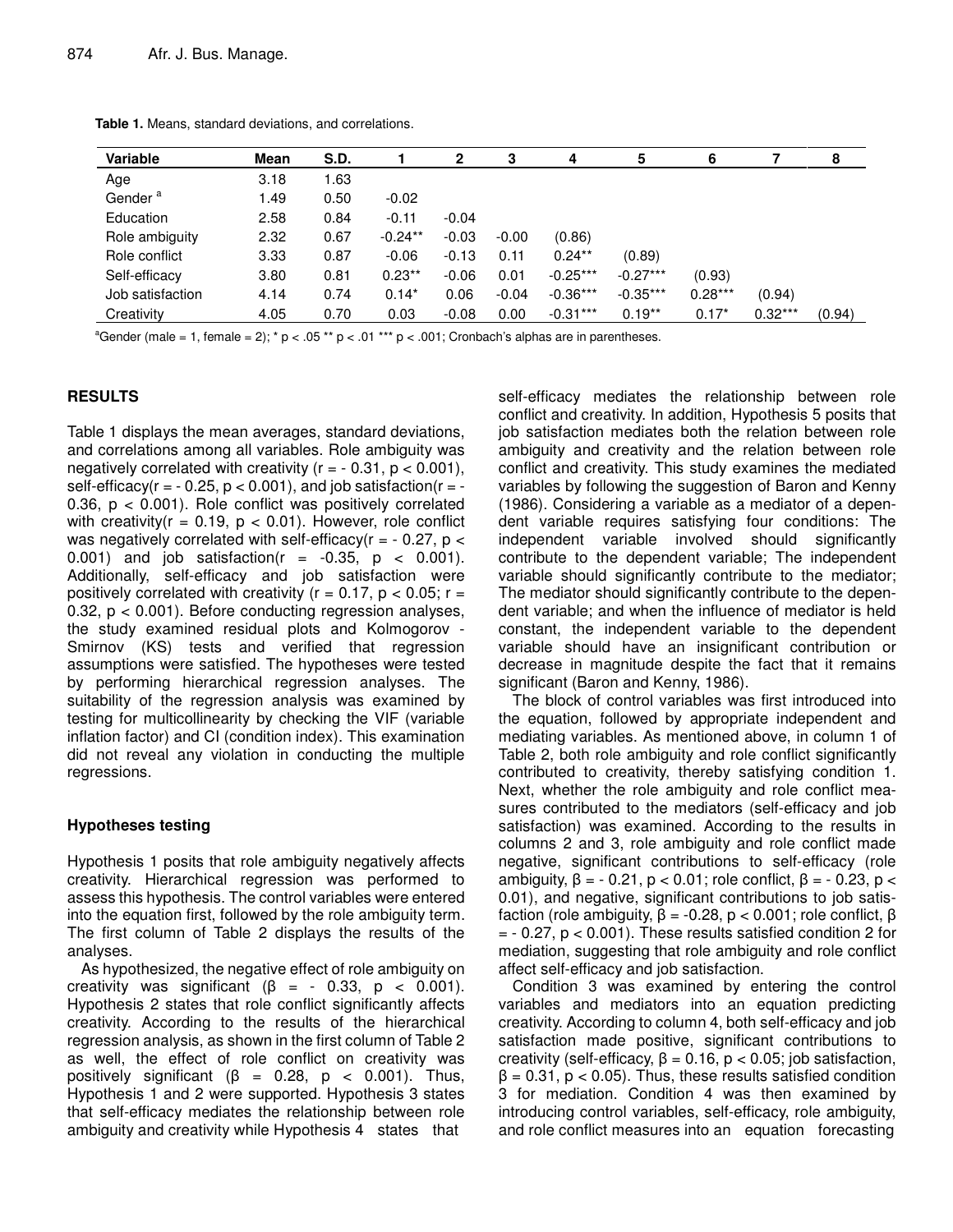**Table 1.** Means, standard deviations, and correlations.

| Variable | Mean | S.D. | 1 | 2 | 3 | 4 | 5 | 6 | 7 | 8 |
|---|---|---|---|---|---|---|---|---|---|---|
| Age | 3.18 | 1.63 | | | | | | | | |
| Gender [a] | 1.49 | 0.50 | -0.02 | | | | | | | |
| Education | 2.58 | 0.84 | -0.11 | -0.04 | | | | | | |
| Role ambiguity | 2.32 | 0.67 | -0.24** | -0.03 | -0.00 | (0.86) | | | | |
| Role conflict | 3.33 | 0.87 | -0.06 | -0.13 | 0.11 | 0.24** | (0.89) | | | |
| Self-efficacy | 3.80 | 0.81 | 0.23** | -0.06 | 0.01 | -0.25*** | -0.27*** | (0.93) | | |
| Job satisfaction | 4.14 | 0.74 | 0.14* | 0.06 | -0.04 | -0.36*** | -0.35*** | 0.28*** | (0.94) | |
| Creativity | 4.05 | 0.70 | 0.03 | -0.08 | 0.00 | -0.31*** | 0.19** | 0.17* | 0.32*** | (0.94) |

[a]Gender (male = 1, female = 2); * p < .05 ** p < .01 *** p < .001; Cronbach's alphas are in parentheses.

## RESULTS

Table 1 displays the mean averages, standard deviations, and correlations among all variables. Role ambiguity was negatively correlated with creativity ($r = -0.31$, $p < 0.001$), self-efficacy($r = -0.25$, $p < 0.001$), and job satisfaction($r = -0.36$, $p < 0.001$). Role conflict was positively correlated with creativity($r = 0.19$, $p < 0.01$). However, role conflict was negatively correlated with self-efficacy($r = -0.27$, $p < 0.001$) and job satisfaction($r = -0.35$, $p < 0.001$). Additionally, self-efficacy and job satisfaction were positively correlated with creativity ($r = 0.17$, $p < 0.05$; $r = 0.32$, $p < 0.001$). Before conducting regression analyses, the study examined residual plots and Kolmogorov - Smirnov (KS) tests and verified that regression assumptions were satisfied. The hypotheses were tested by performing hierarchical regression analyses. The suitability of the regression analysis was examined by testing for multicollinearity by checking the VIF (variable inflation factor) and CI (condition index). This examination did not reveal any violation in conducting the multiple regressions.

### Hypotheses testing

Hypothesis 1 posits that role ambiguity negatively affects creativity. Hierarchical regression was performed to assess this hypothesis. The control variables were entered into the equation first, followed by the role ambiguity term. The first column of Table 2 displays the results of the analyses.

As hypothesized, the negative effect of role ambiguity on creativity was significant ($\beta = -0.33$, $p < 0.001$). Hypothesis 2 states that role conflict significantly affects creativity. According to the results of the hierarchical regression analysis, as shown in the first column of Table 2 as well, the effect of role conflict on creativity was positively significant ($\beta = 0.28$, $p < 0.001$). Thus, Hypothesis 1 and 2 were supported. Hypothesis 3 states that self-efficacy mediates the relationship between role ambiguity and creativity while Hypothesis 4 states that self-efficacy mediates the relationship between role conflict and creativity. In addition, Hypothesis 5 posits that job satisfaction mediates both the relation between role ambiguity and creativity and the relation between role conflict and creativity. This study examines the mediated variables by following the suggestion of Baron and Kenny (1986). Considering a variable as a mediator of a dependent variable requires satisfying four conditions: The independent variable involved should significantly contribute to the dependent variable; The independent variable should significantly contribute to the mediator; The mediator should significantly contribute to the dependent variable; and when the influence of mediator is held constant, the independent variable to the dependent variable should have an insignificant contribution or decrease in magnitude despite the fact that it remains significant (Baron and Kenny, 1986).

The block of control variables was first introduced into the equation, followed by appropriate independent and mediating variables. As mentioned above, in column 1 of Table 2, both role ambiguity and role conflict significantly contributed to creativity, thereby satisfying condition 1. Next, whether the role ambiguity and role conflict measures contributed to the mediators (self-efficacy and job satisfaction) was examined. According to the results in columns 2 and 3, role ambiguity and role conflict made negative, significant contributions to self-efficacy (role ambiguity, $\beta = -0.21$, $p < 0.01$; role conflict, $\beta = -0.23$, $p < 0.01$), and negative, significant contributions to job satisfaction (role ambiguity, $\beta = -0.28$, $p < 0.001$; role conflict, $\beta = -0.27$, $p < 0.001$). These results satisfied condition 2 for mediation, suggesting that role ambiguity and role conflict affect self-efficacy and job satisfaction.

Condition 3 was examined by entering the control variables and mediators into an equation predicting creativity. According to column 4, both self-efficacy and job satisfaction made positive, significant contributions to creativity (self-efficacy, $\beta = 0.16$, $p < 0.05$; job satisfaction, $\beta = 0.31$, $p < 0.05$). Thus, these results satisfied condition 3 for mediation. Condition 4 was then examined by introducing control variables, self-efficacy, role ambiguity, and role conflict measures into an equation forecasting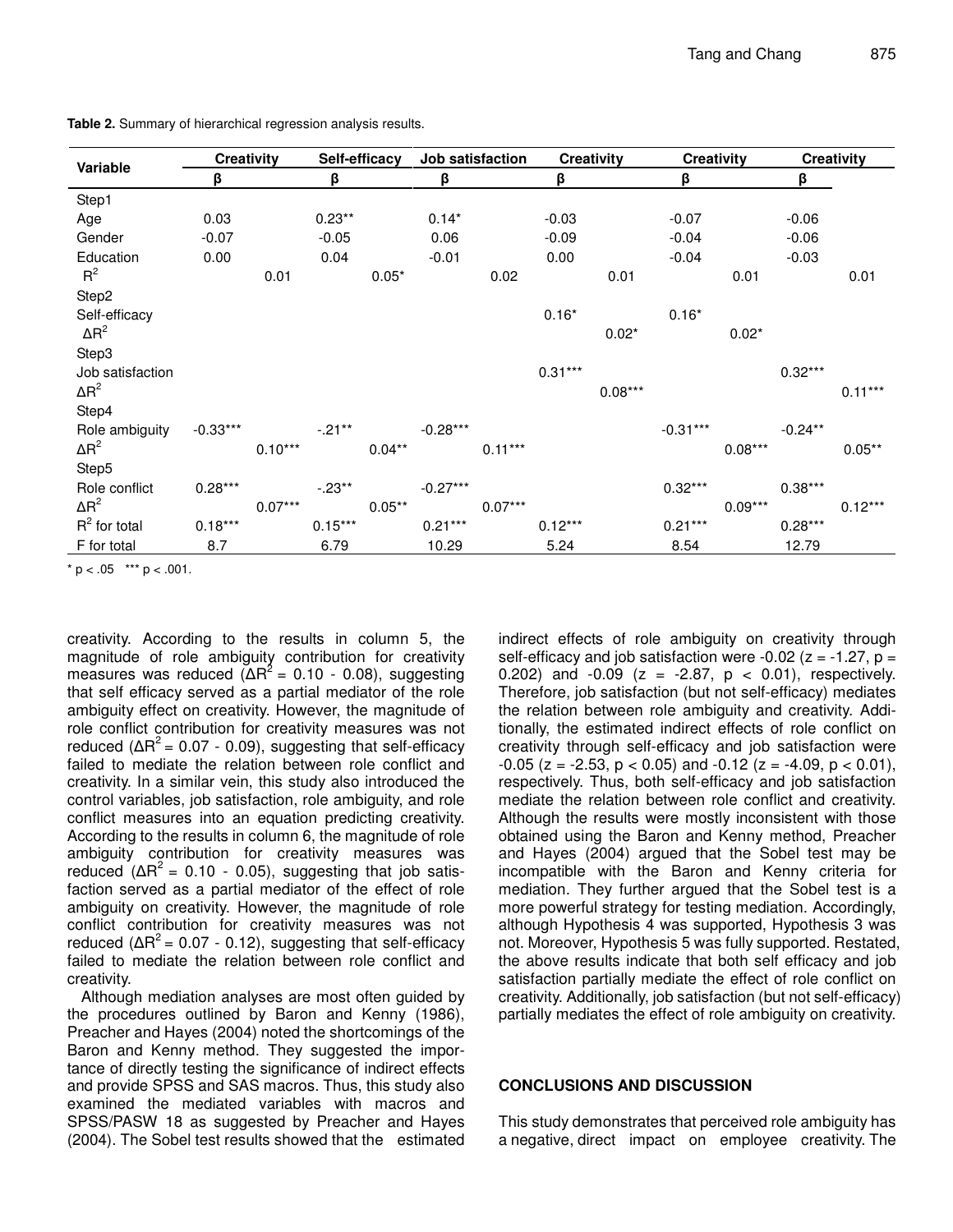**Table 2.** Summary of hierarchical regression analysis results.

| Variable | Creativity | | Self-efficacy | | Job satisfaction | | Creativity | | Creativity | | Creativity | |
|---|---|---|---|---|---|---|---|---|---|---|---|---|
| | β | | β | | β | | β | | β | | β | |
| Step1 | | | | | | | | | | | | |
| Age | 0.03 | | 0.23** | | 0.14* | | -0.03 | | -0.07 | | -0.06 | |
| Gender | -0.07 | | -0.05 | | 0.06 | | -0.09 | | -0.04 | | -0.06 | |
| Education | 0.00 | | 0.04 | | -0.01 | | 0.00 | | -0.04 | | -0.03 | |
| $R^2$ | | 0.01 | | 0.05* | | 0.02 | | 0.01 | | 0.01 | | 0.01 |
| Step2 | | | | | | | | | | | | |
| Self-efficacy | | | | | | | 0.16* | | 0.16* | | | |
| $\Delta R^2$ | | | | | | | | 0.02* | | 0.02* | | |
| Step3 | | | | | | | | | | | | |
| Job satisfaction | | | | | | | 0.31*** | | | | 0.32*** | |
| $\Delta R^2$ | | | | | | | | 0.08*** | | | | 0.11*** |
| Step4 | | | | | | | | | | | | |
| Role ambiguity | -0.33*** | | -.21** | | -0.28*** | | | | -0.31*** | | -0.24** | |
| $\Delta R^2$ | | 0.10*** | | 0.04** | | 0.11*** | | | | 0.08*** | | 0.05** |
| Step5 | | | | | | | | | | | | |
| Role conflict | 0.28*** | | -.23** | | -0.27*** | | | | 0.32*** | | 0.38*** | |
| $\Delta R^2$ | | 0.07*** | | 0.05** | | 0.07*** | | | | 0.09*** | | 0.12*** |
| $R^2$ for total | 0.18*** | | 0.15*** | | 0.21*** | | 0.12*** | | 0.21*** | | 0.28*** | |
| F for total | 8.7 | | 6.79 | | 10.29 | | 5.24 | | 8.54 | | 12.79 | |

\* $p < .05$ \*\*\* $p < .001$.

creativity. According to the results in column 5, the magnitude of role ambiguity contribution for creativity measures was reduced ($\Delta R^2 = 0.10 - 0.08$), suggesting that self efficacy served as a partial mediator of the role ambiguity effect on creativity. However, the magnitude of role conflict contribution for creativity measures was not reduced ($\Delta R^2 = 0.07 - 0.09$), suggesting that self-efficacy failed to mediate the relation between role conflict and creativity. In a similar vein, this study also introduced the control variables, job satisfaction, role ambiguity, and role conflict measures into an equation predicting creativity. According to the results in column 6, the magnitude of role ambiguity contribution for creativity measures was reduced ($\Delta R^2 = 0.10 - 0.05$), suggesting that job satisfaction served as a partial mediator of the effect of role ambiguity on creativity. However, the magnitude of role conflict contribution for creativity measures was not reduced ($\Delta R^2 = 0.07 - 0.12$), suggesting that self-efficacy failed to mediate the relation between role conflict and creativity.

Although mediation analyses are most often guided by the procedures outlined by Baron and Kenny (1986), Preacher and Hayes (2004) noted the shortcomings of the Baron and Kenny method. They suggested the importance of directly testing the significance of indirect effects and provide SPSS and SAS macros. Thus, this study also examined the mediated variables with macros and SPSS/PASW 18 as suggested by Preacher and Hayes (2004). The Sobel test results showed that the estimated indirect effects of role ambiguity on creativity through self-efficacy and job satisfaction were -0.02 ($z = -1.27$, $p = 0.202$) and -0.09 ($z = -2.87$, $p < 0.01$), respectively. Therefore, job satisfaction (but not self-efficacy) mediates the relation between role ambiguity and creativity. Additionally, the estimated indirect effects of role conflict on creativity through self-efficacy and job satisfaction were -0.05 ($z = -2.53$, $p < 0.05$) and -0.12 ($z = -4.09$, $p < 0.01$), respectively. Thus, both self-efficacy and job satisfaction mediate the relation between role conflict and creativity. Although the results were mostly inconsistent with those obtained using the Baron and Kenny method, Preacher and Hayes (2004) argued that the Sobel test may be incompatible with the Baron and Kenny criteria for mediation. They further argued that the Sobel test is a more powerful strategy for testing mediation. Accordingly, although Hypothesis 4 was supported, Hypothesis 3 was not. Moreover, Hypothesis 5 was fully supported. Restated, the above results indicate that both self efficacy and job satisfaction partially mediate the effect of role conflict on creativity. Additionally, job satisfaction (but not self-efficacy) partially mediates the effect of role ambiguity on creativity.

## CONCLUSIONS AND DISCUSSION

This study demonstrates that perceived role ambiguity has a negative, direct impact on employee creativity. The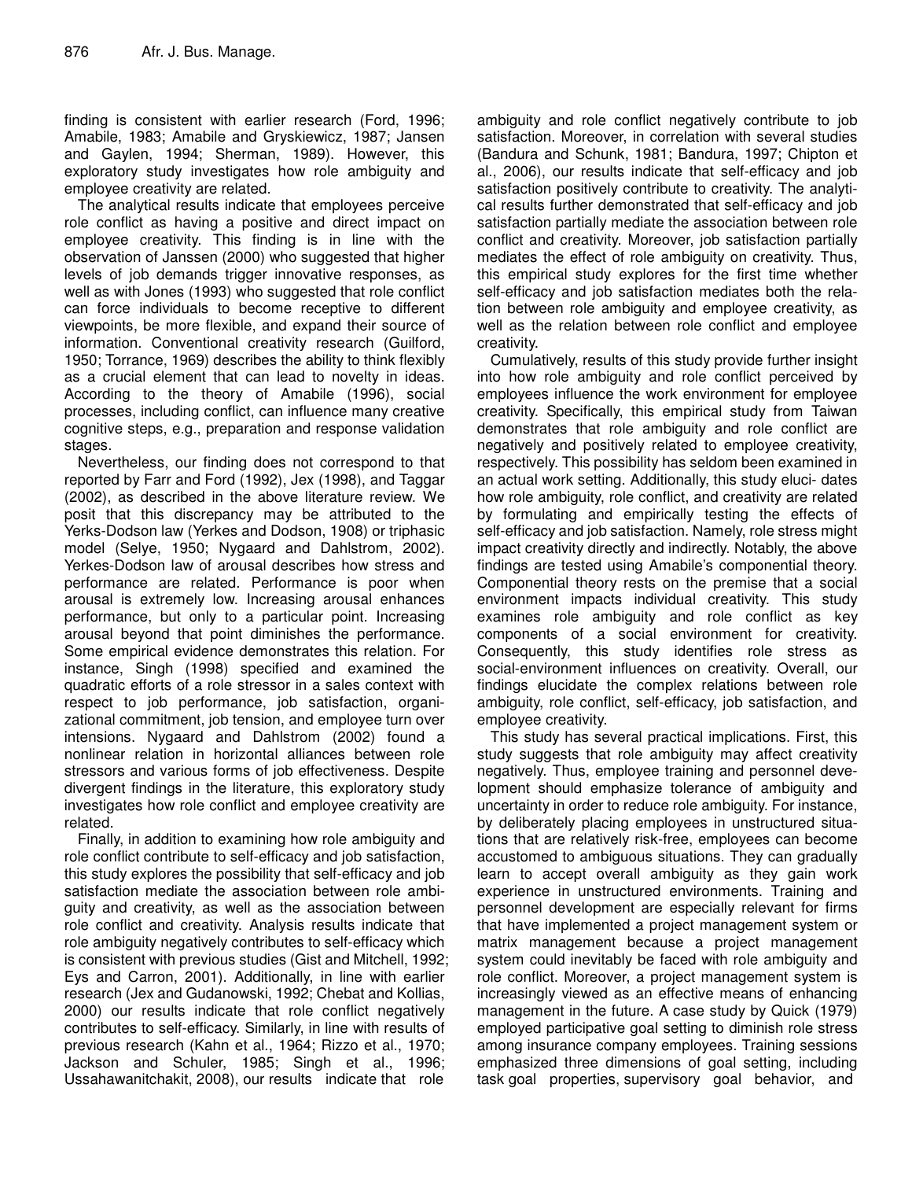finding is consistent with earlier research (Ford, 1996; Amabile, 1983; Amabile and Gryskiewicz, 1987; Jansen and Gaylen, 1994; Sherman, 1989). However, this exploratory study investigates how role ambiguity and employee creativity are related.

The analytical results indicate that employees perceive role conflict as having a positive and direct impact on employee creativity. This finding is in line with the observation of Janssen (2000) who suggested that higher levels of job demands trigger innovative responses, as well as with Jones (1993) who suggested that role conflict can force individuals to become receptive to different viewpoints, be more flexible, and expand their source of information. Conventional creativity research (Guilford, 1950; Torrance, 1969) describes the ability to think flexibly as a crucial element that can lead to novelty in ideas. According to the theory of Amabile (1996), social processes, including conflict, can influence many creative cognitive steps, e.g., preparation and response validation stages.

Nevertheless, our finding does not correspond to that reported by Farr and Ford (1992), Jex (1998), and Taggar (2002), as described in the above literature review. We posit that this discrepancy may be attributed to the Yerks-Dodson law (Yerkes and Dodson, 1908) or triphasic model (Selye, 1950; Nygaard and Dahlstrom, 2002). Yerkes-Dodson law of arousal describes how stress and performance are related. Performance is poor when arousal is extremely low. Increasing arousal enhances performance, but only to a particular point. Increasing arousal beyond that point diminishes the performance. Some empirical evidence demonstrates this relation. For instance, Singh (1998) specified and examined the quadratic efforts of a role stressor in a sales context with respect to job performance, job satisfaction, organizational commitment, job tension, and employee turn over intensions. Nygaard and Dahlstrom (2002) found a nonlinear relation in horizontal alliances between role stressors and various forms of job effectiveness. Despite divergent findings in the literature, this exploratory study investigates how role conflict and employee creativity are related.

Finally, in addition to examining how role ambiguity and role conflict contribute to self-efficacy and job satisfaction, this study explores the possibility that self-efficacy and job satisfaction mediate the association between role ambiguity and creativity, as well as the association between role conflict and creativity. Analysis results indicate that role ambiguity negatively contributes to self-efficacy which is consistent with previous studies (Gist and Mitchell, 1992; Eys and Carron, 2001). Additionally, in line with earlier research (Jex and Gudanowski, 1992; Chebat and Kollias, 2000) our results indicate that role conflict negatively contributes to self-efficacy. Similarly, in line with results of previous research (Kahn et al., 1964; Rizzo et al., 1970; Jackson and Schuler, 1985; Singh et al., 1996; Ussahawanitchakit, 2008), our results indicate that role ambiguity and role conflict negatively contribute to job satisfaction. Moreover, in correlation with several studies (Bandura and Schunk, 1981; Bandura, 1997; Chipton et al., 2006), our results indicate that self-efficacy and job satisfaction positively contribute to creativity. The analytical results further demonstrated that self-efficacy and job satisfaction partially mediate the association between role conflict and creativity. Moreover, job satisfaction partially mediates the effect of role ambiguity on creativity. Thus, this empirical study explores for the first time whether self-efficacy and job satisfaction mediates both the relation between role ambiguity and employee creativity, as well as the relation between role conflict and employee creativity.

Cumulatively, results of this study provide further insight into how role ambiguity and role conflict perceived by employees influence the work environment for employee creativity. Specifically, this empirical study from Taiwan demonstrates that role ambiguity and role conflict are negatively and positively related to employee creativity, respectively. This possibility has seldom been examined in an actual work setting. Additionally, this study elucidates how role ambiguity, role conflict, and creativity are related by formulating and empirically testing the effects of self-efficacy and job satisfaction. Namely, role stress might impact creativity directly and indirectly. Notably, the above findings are tested using Amabile's componential theory. Componential theory rests on the premise that a social environment impacts individual creativity. This study examines role ambiguity and role conflict as key components of a social environment for creativity. Consequently, this study identifies role stress as social-environment influences on creativity. Overall, our findings elucidate the complex relations between role ambiguity, role conflict, self-efficacy, job satisfaction, and employee creativity.

This study has several practical implications. First, this study suggests that role ambiguity may affect creativity negatively. Thus, employee training and personnel development should emphasize tolerance of ambiguity and uncertainty in order to reduce role ambiguity. For instance, by deliberately placing employees in unstructured situations that are relatively risk-free, employees can become accustomed to ambiguous situations. They can gradually learn to accept overall ambiguity as they gain work experience in unstructured environments. Training and personnel development are especially relevant for firms that have implemented a project management system or matrix management because a project management system could inevitably be faced with role ambiguity and role conflict. Moreover, a project management system is increasingly viewed as an effective means of enhancing management in the future. A case study by Quick (1979) employed participative goal setting to diminish role stress among insurance company employees. Training sessions emphasized three dimensions of goal setting, including task goal properties, supervisory goal behavior, and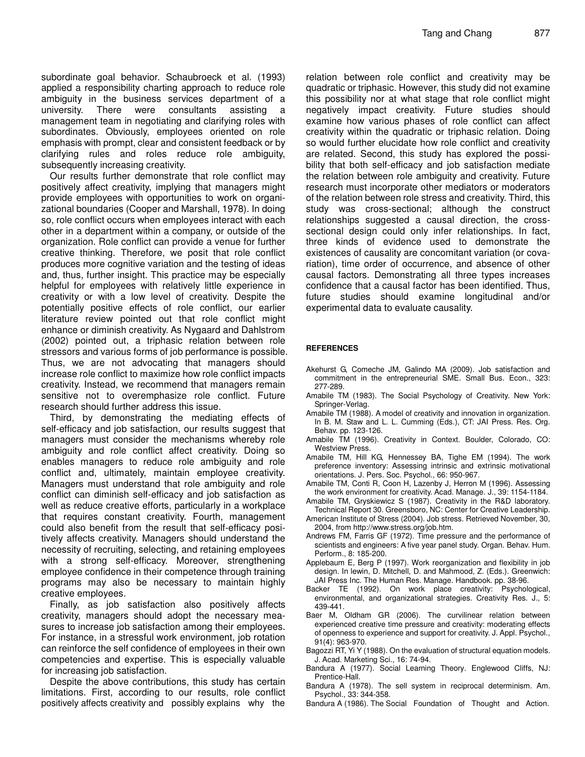subordinate goal behavior. Schaubroeck et al. (1993) applied a responsibility charting approach to reduce role ambiguity in the business services department of a university. There were consultants assisting a management team in negotiating and clarifying roles with subordinates. Obviously, employees oriented on role emphasis with prompt, clear and consistent feedback or by clarifying rules and roles reduce role ambiguity, subsequently increasing creativity.

Our results further demonstrate that role conflict may positively affect creativity, implying that managers might provide employees with opportunities to work on organizational boundaries (Cooper and Marshall, 1978). In doing so, role conflict occurs when employees interact with each other in a department within a company, or outside of the organization. Role conflict can provide a venue for further creative thinking. Therefore, we posit that role conflict produces more cognitive variation and the testing of ideas and, thus, further insight. This practice may be especially helpful for employees with relatively little experience in creativity or with a low level of creativity. Despite the potentially positive effects of role conflict, our earlier literature review pointed out that role conflict might enhance or diminish creativity. As Nygaard and Dahlstrom (2002) pointed out, a triphasic relation between role stressors and various forms of job performance is possible. Thus, we are not advocating that managers should increase role conflict to maximize how role conflict impacts creativity. Instead, we recommend that managers remain sensitive not to overemphasize role conflict. Future research should further address this issue.

Third, by demonstrating the mediating effects of self-efficacy and job satisfaction, our results suggest that managers must consider the mechanisms whereby role ambiguity and role conflict affect creativity. Doing so enables managers to reduce role ambiguity and role conflict and, ultimately, maintain employee creativity. Managers must understand that role ambiguity and role conflict can diminish self-efficacy and job satisfaction as well as reduce creative efforts, particularly in a workplace that requires constant creativity. Fourth, management could also benefit from the result that self-efficacy positively affects creativity. Managers should understand the necessity of recruiting, selecting, and retaining employees with a strong self-efficacy. Moreover, strengthening employee confidence in their competence through training programs may also be necessary to maintain highly creative employees.

Finally, as job satisfaction also positively affects creativity, managers should adopt the necessary measures to increase job satisfaction among their employees. For instance, in a stressful work environment, job rotation can reinforce the self confidence of employees in their own competencies and expertise. This is especially valuable for increasing job satisfaction.

Despite the above contributions, this study has certain limitations. First, according to our results, role conflict positively affects creativity and possibly explains why the relation between role conflict and creativity may be quadratic or triphasic. However, this study did not examine this possibility nor at what stage that role conflict might negatively impact creativity. Future studies should examine how various phases of role conflict can affect creativity within the quadratic or triphasic relation. Doing so would further elucidate how role conflict and creativity are related. Second, this study has explored the possibility that both self-efficacy and job satisfaction mediate the relation between role ambiguity and creativity. Future research must incorporate other mediators or moderators of the relation between role stress and creativity. Third, this study was cross-sectional; although the construct relationships suggested a causal direction, the cross-sectional design could only infer relationships. In fact, three kinds of evidence used to demonstrate the existences of causality are concomitant variation (or covariation), time order of occurrence, and absence of other causal factors. Demonstrating all three types increases confidence that a causal factor has been identified. Thus, future studies should examine longitudinal and/or experimental data to evaluate causality.

## REFERENCES

Akehurst G, Comeche JM, Galindo MA (2009). Job satisfaction and commitment in the entrepreneurial SME. Small Bus. Econ., 323: 277-289.

Amabile TM (1983). The Social Psychology of Creativity. New York: Springer-Verlag.

Amabile TM (1988). A model of creativity and innovation in organization. In B. M. Staw and L. L. Cumming (Eds.), CT: JAI Press. Res. Org. Behav. pp. 123-126.

Amabile TM (1996). Creativity in Context. Boulder, Colorado, CO: Westview Press.

Amabile TM, Hill KG, Hennessey BA, Tighe EM (1994). The work preference inventory: Assessing intrinsic and extrinsic motivational orientations. J. Pers. Soc. Psychol., 66: 950-967.

Amabile TM, Conti R, Coon H, Lazenby J, Herron M (1996). Assessing the work environment for creativity. Acad. Manage. J., 39: 1154-1184.

Amabile TM, Gryskiewicz S (1987). Creativity in the R&D laboratory. Technical Report 30. Greensboro, NC: Center for Creative Leadership.

American Institute of Stress (2004). Job stress. Retrieved November, 30, 2004, from http://www.stress.org/job.htm.

Andrews FM, Farris GF (1972). Time pressure and the performance of scientists and engineers: A five year panel study. Organ. Behav. Hum. Perform., 8: 185-200.

Applebaum E, Berg P (1997). Work reorganization and flexibility in job design. In lewin, D. Mitchell, D. and Mahmood, Z. (Eds.). Greenwich: JAI Press Inc. The Human Res. Manage. Handbook. pp. 38-96.

Backer TE (1992). On work place creativity: Psychological, environmental, and organizational strategies. Creativity Res. J., 5: 439-441.

Baer M, Oldham GR (2006). The curvilinear relation between experienced creative time pressure and creativity: moderating effects of openness to experience and support for creativity. J. Appl. Psychol., 91(4): 963-970.

Bagozzi RT, Yi Y (1988). On the evaluation of structural equation models. J. Acad. Marketing Sci., 16: 74-94.

Bandura A (1977). Social Learning Theory. Englewood Cliffs, NJ: Prentice-Hall.

Bandura A (1978). The sell system in reciprocal determinism. Am. Psychol., 33: 344-358.

Bandura A (1986). The Social Foundation of Thought and Action.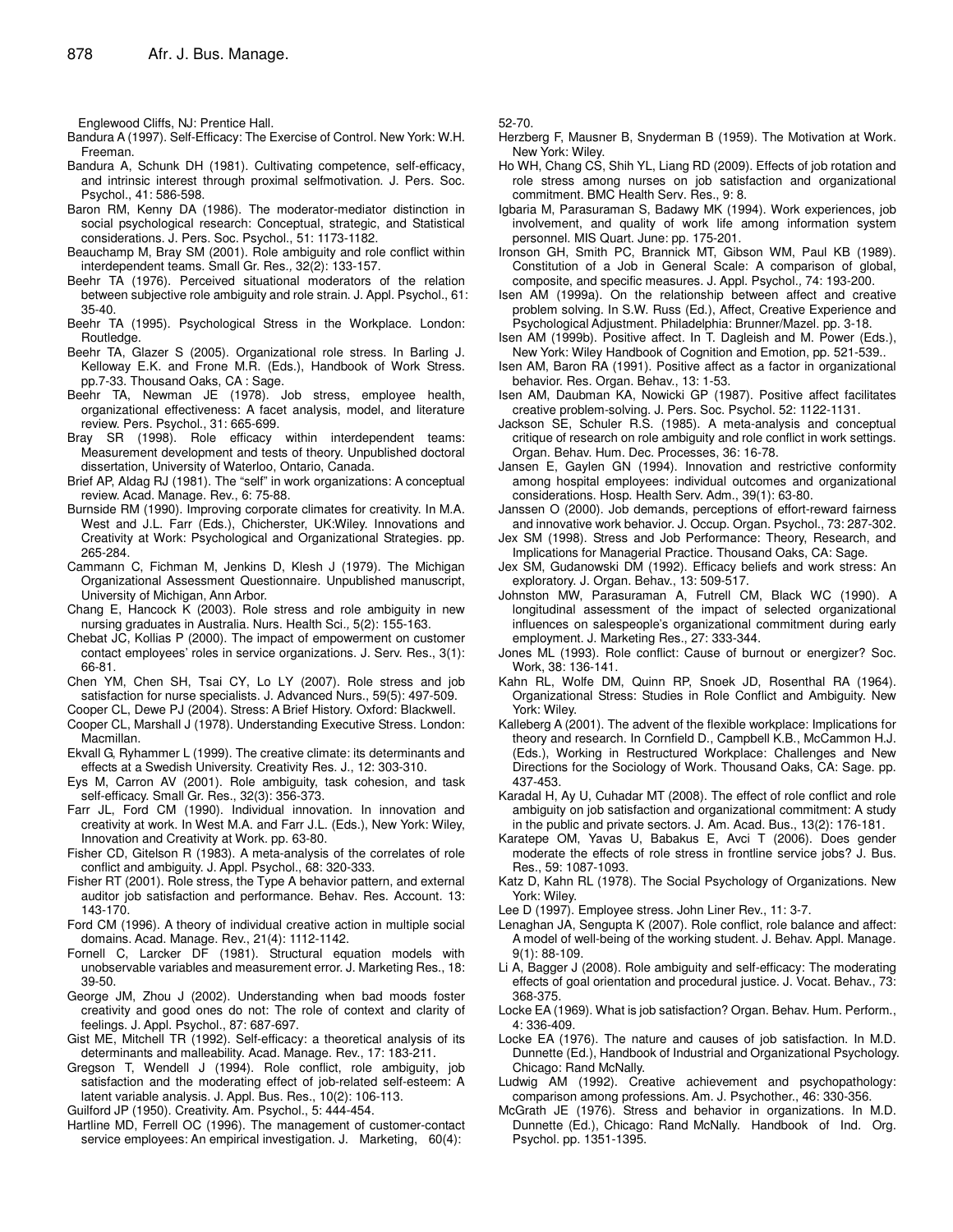Englewood Cliffs, NJ: Prentice Hall.

Bandura A (1997). Self-Efficacy: The Exercise of Control. New York: W.H. Freeman.

Bandura A, Schunk DH (1981). Cultivating competence, self-efficacy, and intrinsic interest through proximal selfmotivation. J. Pers. Soc. Psychol., 41: 586-598.

Baron RM, Kenny DA (1986). The moderator-mediator distinction in social psychological research: Conceptual, strategic, and Statistical considerations. J. Pers. Soc. Psychol., 51: 1173-1182.

Beauchamp M, Bray SM (2001). Role ambiguity and role conflict within interdependent teams. Small Gr. Res., 32(2): 133-157.

Beehr TA (1976). Perceived situational moderators of the relation between subjective role ambiguity and role strain. J. Appl. Psychol., 61: 35-40.

Beehr TA (1995). Psychological Stress in the Workplace. London: Routledge.

Beehr TA, Glazer S (2005). Organizational role stress. In Barling J. Kelloway E.K. and Frone M.R. (Eds.), Handbook of Work Stress. pp.7-33. Thousand Oaks, CA : Sage.

Beehr TA, Newman JE (1978). Job stress, employee health, organizational effectiveness: A facet analysis, model, and literature review. Pers. Psychol., 31: 665-699.

Bray SR (1998). Role efficacy within interdependent teams: Measurement development and tests of theory. Unpublished doctoral dissertation, University of Waterloo, Ontario, Canada.

Brief AP, Aldag RJ (1981). The "self" in work organizations: A conceptual review. Acad. Manage. Rev., 6: 75-88.

Burnside RM (1990). Improving corporate climates for creativity. In M.A. West and J.L. Farr (Eds.), Chicherster, UK:Wiley. Innovations and Creativity at Work: Psychological and Organizational Strategies. pp. 265-284.

Cammann C, Fichman M, Jenkins D, Klesh J (1979). The Michigan Organizational Assessment Questionnaire. Unpublished manuscript, University of Michigan, Ann Arbor.

Chang E, Hancock K (2003). Role stress and role ambiguity in new nursing graduates in Australia. Nurs. Health Sci., 5(2): 155-163.

Chebat JC, Kollias P (2000). The impact of empowerment on customer contact employees' roles in service organizations. J. Serv. Res., 3(1): 66-81.

Chen YM, Chen SH, Tsai CY, Lo LY (2007). Role stress and job satisfaction for nurse specialists. J. Advanced Nurs., 59(5): 497-509.

Cooper CL, Dewe PJ (2004). Stress: A Brief History. Oxford: Blackwell.

Cooper CL, Marshall J (1978). Understanding Executive Stress. London: Macmillan.

Ekvall G, Ryhammer L (1999). The creative climate: its determinants and effects at a Swedish University. Creativity Res. J., 12: 303-310.

Eys M, Carron AV (2001). Role ambiguity, task cohesion, and task self-efficacy. Small Gr. Res., 32(3): 356-373.

Farr JL, Ford CM (1990). Individual innovation. In innovation and creativity at work. In West M.A. and Farr J.L. (Eds.), New York: Wiley, Innovation and Creativity at Work. pp. 63-80.

Fisher CD, Gitelson R (1983). A meta-analysis of the correlates of role conflict and ambiguity. J. Appl. Psychol., 68: 320-333.

Fisher RT (2001). Role stress, the Type A behavior pattern, and external auditor job satisfaction and performance. Behav. Res. Account. 13: 143-170.

Ford CM (1996). A theory of individual creative action in multiple social domains. Acad. Manage. Rev., 21(4): 1112-1142.

Fornell C, Larcker DF (1981). Structural equation models with unobservable variables and measurement error. J. Marketing Res., 18: 39-50.

George JM, Zhou J (2002). Understanding when bad moods foster creativity and good ones do not: The role of context and clarity of feelings. J. Appl. Psychol., 87: 687-697.

Gist ME, Mitchell TR (1992). Self-efficacy: a theoretical analysis of its determinants and malleability. Acad. Manage. Rev., 17: 183-211.

Gregson T, Wendell J (1994). Role conflict, role ambiguity, job satisfaction and the moderating effect of job-related self-esteem: A latent variable analysis. J. Appl. Bus. Res., 10(2): 106-113.

Guilford JP (1950). Creativity. Am. Psychol., 5: 444-454.

Hartline MD, Ferrell OC (1996). The management of customer-contact service employees: An empirical investigation. J. Marketing, 60(4): 52-70.

Herzberg F, Mausner B, Snyderman B (1959). The Motivation at Work. New York: Wiley.

Ho WH, Chang CS, Shih YL, Liang RD (2009). Effects of job rotation and role stress among nurses on job satisfaction and organizational commitment. BMC Health Serv. Res., 9: 8.

Igbaria M, Parasuraman S, Badawy MK (1994). Work experiences, job involvement, and quality of work life among information system personnel. MIS Quart. June: pp. 175-201.

Ironson GH, Smith PC, Brannick MT, Gibson WM, Paul KB (1989). Constitution of a Job in General Scale: A comparison of global, composite, and specific measures. J. Appl. Psychol., 74: 193-200.

Isen AM (1999a). On the relationship between affect and creative problem solving. In S.W. Russ (Ed.), Affect, Creative Experience and Psychological Adjustment. Philadelphia: Brunner/Mazel. pp. 3-18.

Isen AM (1999b). Positive affect. In T. Dagleish and M. Power (Eds.), New York: Wiley Handbook of Cognition and Emotion, pp. 521-539..

Isen AM, Baron RA (1991). Positive affect as a factor in organizational behavior. Res. Organ. Behav., 13: 1-53.

Isen AM, Daubman KA, Nowicki GP (1987). Positive affect facilitates creative problem-solving. J. Pers. Soc. Psychol. 52: 1122-1131.

Jackson SE, Schuler R.S. (1985). A meta-analysis and conceptual critique of research on role ambiguity and role conflict in work settings. Organ. Behav. Hum. Dec. Processes, 36: 16-78.

Jansen E, Gaylen GN (1994). Innovation and restrictive conformity among hospital employees: individual outcomes and organizational considerations. Hosp. Health Serv. Adm., 39(1): 63-80.

Janssen O (2000). Job demands, perceptions of effort-reward fairness and innovative work behavior. J. Occup. Organ. Psychol., 73: 287-302.

Jex SM (1998). Stress and Job Performance: Theory, Research, and Implications for Managerial Practice. Thousand Oaks, CA: Sage.

Jex SM, Gudanowski DM (1992). Efficacy beliefs and work stress: An exploratory. J. Organ. Behav., 13: 509-517.

Johnston MW, Parasuraman A, Futrell CM, Black WC (1990). A longitudinal assessment of the impact of selected organizational influences on salespeople's organizational commitment during early employment. J. Marketing Res., 27: 333-344.

Jones ML (1993). Role conflict: Cause of burnout or energizer? Soc. Work, 38: 136-141.

Kahn RL, Wolfe DM, Quinn RP, Snoek JD, Rosenthal RA (1964). Organizational Stress: Studies in Role Conflict and Ambiguity. New York: Wiley.

Kalleberg A (2001). The advent of the flexible workplace: Implications for theory and research. In Cornfield D., Campbell K.B., McCammon H.J. (Eds.), Working in Restructured Workplace: Challenges and New Directions for the Sociology of Work. Thousand Oaks, CA: Sage. pp. 437-453.

Karadal H, Ay U, Cuhadar MT (2008). The effect of role conflict and role ambiguity on job satisfaction and organizational commitment: A study in the public and private sectors. J. Am. Acad. Bus., 13(2): 176-181.

Karatepe OM, Yavas U, Babakus E, Avci T (2006). Does gender moderate the effects of role stress in frontline service jobs? J. Bus. Res., 59: 1087-1093.

Katz D, Kahn RL (1978). The Social Psychology of Organizations. New York: Wiley.

Lee D (1997). Employee stress. John Liner Rev., 11: 3-7.

Lenaghan JA, Sengupta K (2007). Role conflict, role balance and affect: A model of well-being of the working student. J. Behav. Appl. Manage. 9(1): 88-109.

Li A, Bagger J (2008). Role ambiguity and self-efficacy: The moderating effects of goal orientation and procedural justice. J. Vocat. Behav., 73: 368-375.

Locke EA (1969). What is job satisfaction? Organ. Behav. Hum. Perform., 4: 336-409.

Locke EA (1976). The nature and causes of job satisfaction. In M.D. Dunnette (Ed.), Handbook of Industrial and Organizational Psychology. Chicago: Rand McNally.

Ludwig AM (1992). Creative achievement and psychopathology: comparison among professions. Am. J. Psychother., 46: 330-356.

McGrath JE (1976). Stress and behavior in organizations. In M.D. Dunnette (Ed.), Chicago: Rand McNally. Handbook of Ind. Org. Psychol. pp. 1351-1395.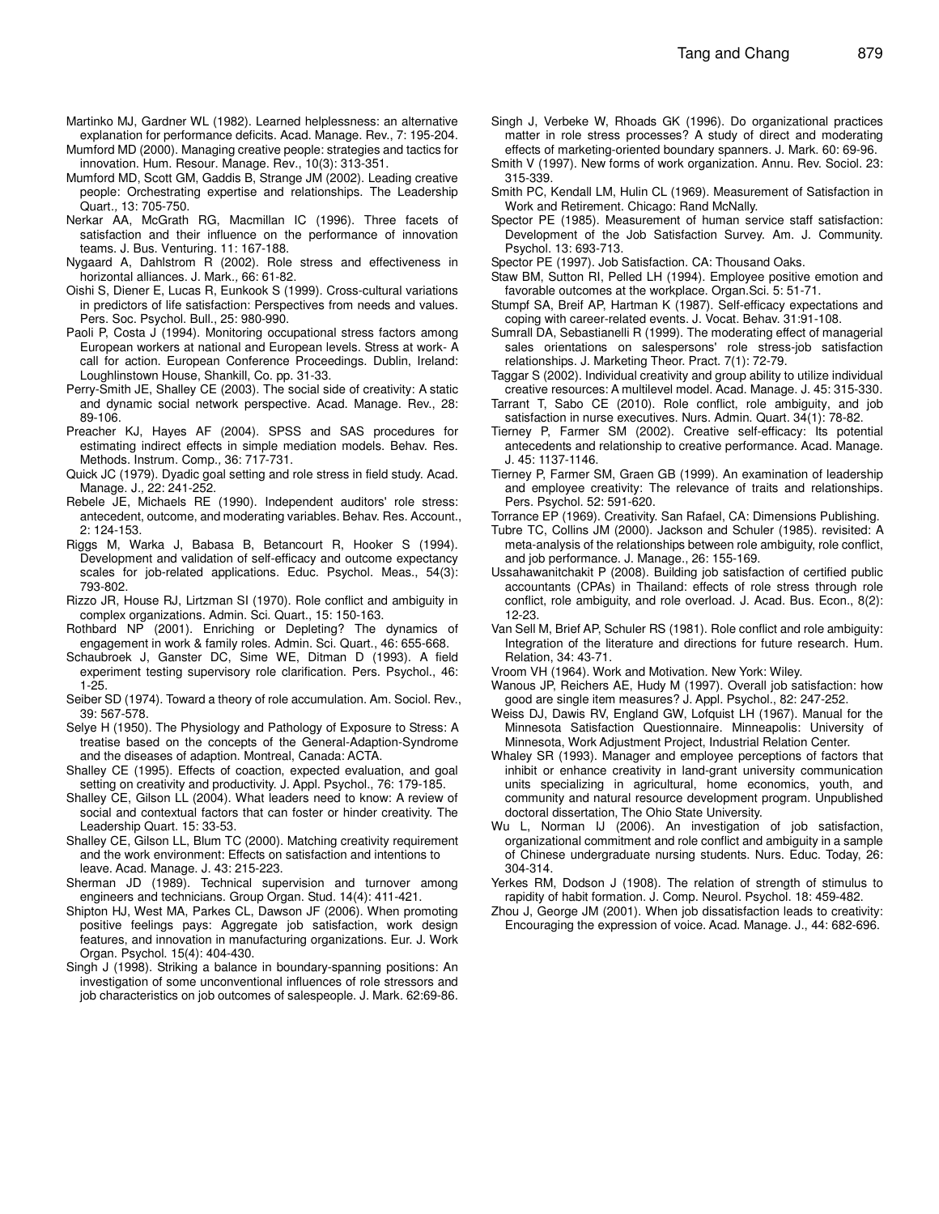Martinko MJ, Gardner WL (1982). Learned helplessness: an alternative explanation for performance deficits. Acad. Manage. Rev., 7: 195-204.

Mumford MD (2000). Managing creative people: strategies and tactics for innovation. Hum. Resour. Manage. Rev., 10(3): 313-351.

Mumford MD, Scott GM, Gaddis B, Strange JM (2002). Leading creative people: Orchestrating expertise and relationships. The Leadership Quart., 13: 705-750.

Nerkar AA, McGrath RG, Macmillan IC (1996). Three facets of satisfaction and their influence on the performance of innovation teams. J. Bus. Venturing. 11: 167-188.

Nygaard A, Dahlstrom R (2002). Role stress and effectiveness in horizontal alliances. J. Mark., 66: 61-82.

Oishi S, Diener E, Lucas R, Eunkook S (1999). Cross-cultural variations in predictors of life satisfaction: Perspectives from needs and values. Pers. Soc. Psychol. Bull., 25: 980-990.

Paoli P, Costa J (1994). Monitoring occupational stress factors among European workers at national and European levels. Stress at work- A call for action. European Conference Proceedings. Dublin, Ireland: Loughlinstown House, Shankill, Co. pp. 31-33.

Perry-Smith JE, Shalley CE (2003). The social side of creativity: A static and dynamic social network perspective. Acad. Manage. Rev., 28: 89-106.

Preacher KJ, Hayes AF (2004). SPSS and SAS procedures for estimating indirect effects in simple mediation models. Behav. Res. Methods. Instrum. Comp., 36: 717-731.

Quick JC (1979). Dyadic goal setting and role stress in field study. Acad. Manage. J., 22: 241-252.

Rebele JE, Michaels RE (1990). Independent auditors' role stress: antecedent, outcome, and moderating variables. Behav. Res. Account., 2: 124-153.

Riggs M, Warka J, Babasa B, Betancourt R, Hooker S (1994). Development and validation of self-efficacy and outcome expectancy scales for job-related applications. Educ. Psychol. Meas., 54(3): 793-802.

Rizzo JR, House RJ, Lirtzman SI (1970). Role conflict and ambiguity in complex organizations. Admin. Sci. Quart., 15: 150-163.

Rothbard NP (2001). Enriching or Depleting? The dynamics of engagement in work & family roles. Admin. Sci. Quart., 46: 655-668.

Schaubroek J, Ganster DC, Sime WE, Ditman D (1993). A field experiment testing supervisory role clarification. Pers. Psychol., 46: 1-25.

Seiber SD (1974). Toward a theory of role accumulation. Am. Sociol. Rev., 39: 567-578.

Selye H (1950). The Physiology and Pathology of Exposure to Stress: A treatise based on the concepts of the General-Adaption-Syndrome and the diseases of adaption. Montreal, Canada: ACTA.

Shalley CE (1995). Effects of coaction, expected evaluation, and goal setting on creativity and productivity. J. Appl. Psychol., 76: 179-185.

Shalley CE, Gilson LL (2004). What leaders need to know: A review of social and contextual factors that can foster or hinder creativity. The Leadership Quart. 15: 33-53.

Shalley CE, Gilson LL, Blum TC (2000). Matching creativity requirement and the work environment: Effects on satisfaction and intentions to leave. Acad. Manage. J. 43: 215-223.

Sherman JD (1989). Technical supervision and turnover among engineers and technicians. Group Organ. Stud. 14(4): 411-421.

Shipton HJ, West MA, Parkes CL, Dawson JF (2006). When promoting positive feelings pays: Aggregate job satisfaction, work design features, and innovation in manufacturing organizations. Eur. J. Work Organ. Psychol. 15(4): 404-430.

Singh J (1998). Striking a balance in boundary-spanning positions: An investigation of some unconventional influences of role stressors and job characteristics on job outcomes of salespeople. J. Mark. 62:69-86.

Singh J, Verbeke W, Rhoads GK (1996). Do organizational practices matter in role stress processes? A study of direct and moderating effects of marketing-oriented boundary spanners. J. Mark. 60: 69-96.

Smith V (1997). New forms of work organization. Annu. Rev. Sociol. 23: 315-339.

Smith PC, Kendall LM, Hulin CL (1969). Measurement of Satisfaction in Work and Retirement. Chicago: Rand McNally.

Spector PE (1985). Measurement of human service staff satisfaction: Development of the Job Satisfaction Survey. Am. J. Community. Psychol. 13: 693-713.

Spector PE (1997). Job Satisfaction. CA: Thousand Oaks.

Staw BM, Sutton RI, Pelled LH (1994). Employee positive emotion and favorable outcomes at the workplace. Organ.Sci. 5: 51-71.

Stumpf SA, Breif AP, Hartman K (1987). Self-efficacy expectations and coping with career-related events. J. Vocat. Behav. 31:91-108.

Sumrall DA, Sebastianelli R (1999). The moderating effect of managerial sales orientations on salespersons' role stress-job satisfaction relationships. J. Marketing Theor. Pract. 7(1): 72-79.

Taggar S (2002). Individual creativity and group ability to utilize individual creative resources: A multilevel model. Acad. Manage. J. 45: 315-330.

Tarrant T, Sabo CE (2010). Role conflict, role ambiguity, and job satisfaction in nurse executives. Nurs. Admin. Quart. 34(1): 78-82.

Tierney P, Farmer SM (2002). Creative self-efficacy: Its potential antecedents and relationship to creative performance. Acad. Manage. J. 45: 1137-1146.

Tierney P, Farmer SM, Graen GB (1999). An examination of leadership and employee creativity: The relevance of traits and relationships. Pers. Psychol. 52: 591-620.

Torrance EP (1969). Creativity. San Rafael, CA: Dimensions Publishing.

Tubre TC, Collins JM (2000). Jackson and Schuler (1985). revisited: A meta-analysis of the relationships between role ambiguity, role conflict, and job performance. J. Manage., 26: 155-169.

Ussahawanitchakit P (2008). Building job satisfaction of certified public accountants (CPAs) in Thailand: effects of role stress through role conflict, role ambiguity, and role overload. J. Acad. Bus. Econ., 8(2): 12-23.

Van Sell M, Brief AP, Schuler RS (1981). Role conflict and role ambiguity: Integration of the literature and directions for future research. Hum. Relation, 34: 43-71.

Vroom VH (1964). Work and Motivation. New York: Wiley.

Wanous JP, Reichers AE, Hudy M (1997). Overall job satisfaction: how good are single item measures? J. Appl. Psychol., 82: 247-252.

Weiss DJ, Dawis RV, England GW, Lofquist LH (1967). Manual for the Minnesota Satisfaction Questionnaire. Minneapolis: University of Minnesota, Work Adjustment Project, Industrial Relation Center.

Whaley SR (1993). Manager and employee perceptions of factors that inhibit or enhance creativity in land-grant university communication units specializing in agricultural, home economics, youth, and community and natural resource development program. Unpublished doctoral dissertation, The Ohio State University.

Wu L, Norman IJ (2006). An investigation of job satisfaction, organizational commitment and role conflict and ambiguity in a sample of Chinese undergraduate nursing students. Nurs. Educ. Today, 26: 304-314.

Yerkes RM, Dodson J (1908). The relation of strength of stimulus to rapidity of habit formation. J. Comp. Neurol. Psychol. 18: 459-482.

Zhou J, George JM (2001). When job dissatisfaction leads to creativity: Encouraging the expression of voice. Acad. Manage. J., 44: 682-696.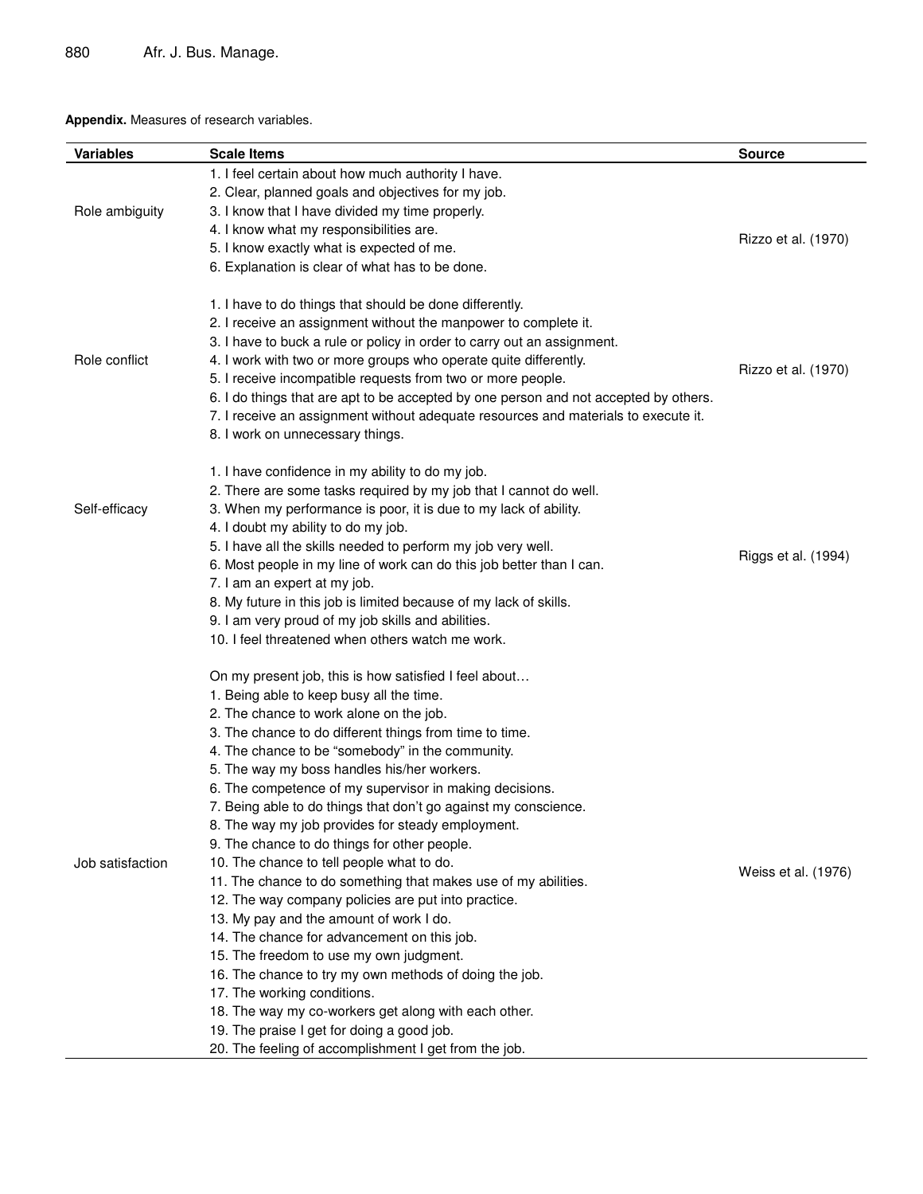**Appendix.** Measures of research variables.

| Variables | Scale Items | Source |
|---|---|---|
| Role ambiguity | 1. I feel certain about how much authority I have.<br>2. Clear, planned goals and objectives for my job.<br>3. I know that I have divided my time properly.<br>4. I know what my responsibilities are.<br>5. I know exactly what is expected of me.<br>6. Explanation is clear of what has to be done. | Rizzo et al. (1970) |
| Role conflict | 1. I have to do things that should be done differently.<br>2. I receive an assignment without the manpower to complete it.<br>3. I have to buck a rule or policy in order to carry out an assignment.<br>4. I work with two or more groups who operate quite differently.<br>5. I receive incompatible requests from two or more people.<br>6. I do things that are apt to be accepted by one person and not accepted by others.<br>7. I receive an assignment without adequate resources and materials to execute it.<br>8. I work on unnecessary things. | Rizzo et al. (1970) |
| Self-efficacy | 1. I have confidence in my ability to do my job.<br>2. There are some tasks required by my job that I cannot do well.<br>3. When my performance is poor, it is due to my lack of ability.<br>4. I doubt my ability to do my job.<br>5. I have all the skills needed to perform my job very well.<br>6. Most people in my line of work can do this job better than I can.<br>7. I am an expert at my job.<br>8. My future in this job is limited because of my lack of skills.<br>9. I am very proud of my job skills and abilities.<br>10. I feel threatened when others watch me work. | Riggs et al. (1994) |
| Job satisfaction | On my present job, this is how satisfied I feel about…<br>1. Being able to keep busy all the time.<br>2. The chance to work alone on the job.<br>3. The chance to do different things from time to time.<br>4. The chance to be "somebody" in the community.<br>5. The way my boss handles his/her workers.<br>6. The competence of my supervisor in making decisions.<br>7. Being able to do things that don't go against my conscience.<br>8. The way my job provides for steady employment.<br>9. The chance to do things for other people.<br>10. The chance to tell people what to do.<br>11. The chance to do something that makes use of my abilities.<br>12. The way company policies are put into practice.<br>13. My pay and the amount of work I do.<br>14. The chance for advancement on this job.<br>15. The freedom to use my own judgment.<br>16. The chance to try my own methods of doing the job.<br>17. The working conditions.<br>18. The way my co-workers get along with each other.<br>19. The praise I get for doing a good job.<br>20. The feeling of accomplishment I get from the job. | Weiss et al. (1976) |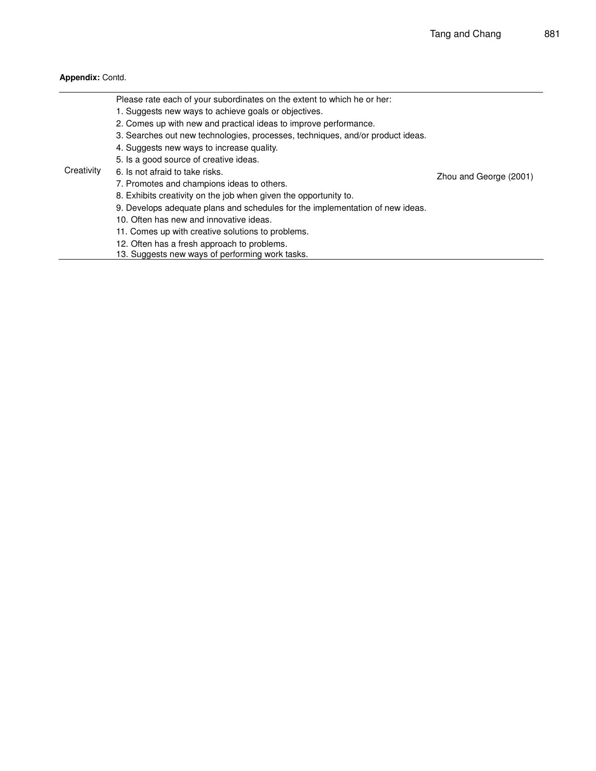**Appendix:** Contd.

| | | |
|---|---|---|
| Creativity | Please rate each of your subordinates on the extent to which he or her:<br>1. Suggests new ways to achieve goals or objectives.<br>2. Comes up with new and practical ideas to improve performance.<br>3. Searches out new technologies, processes, techniques, and/or product ideas.<br>4. Suggests new ways to increase quality.<br>5. Is a good source of creative ideas.<br>6. Is not afraid to take risks.<br>7. Promotes and champions ideas to others.<br>8. Exhibits creativity on the job when given the opportunity to.<br>9. Develops adequate plans and schedules for the implementation of new ideas.<br>10. Often has new and innovative ideas.<br>11. Comes up with creative solutions to problems.<br>12. Often has a fresh approach to problems.<br>13. Suggests new ways of performing work tasks. | Zhou and George (2001) |